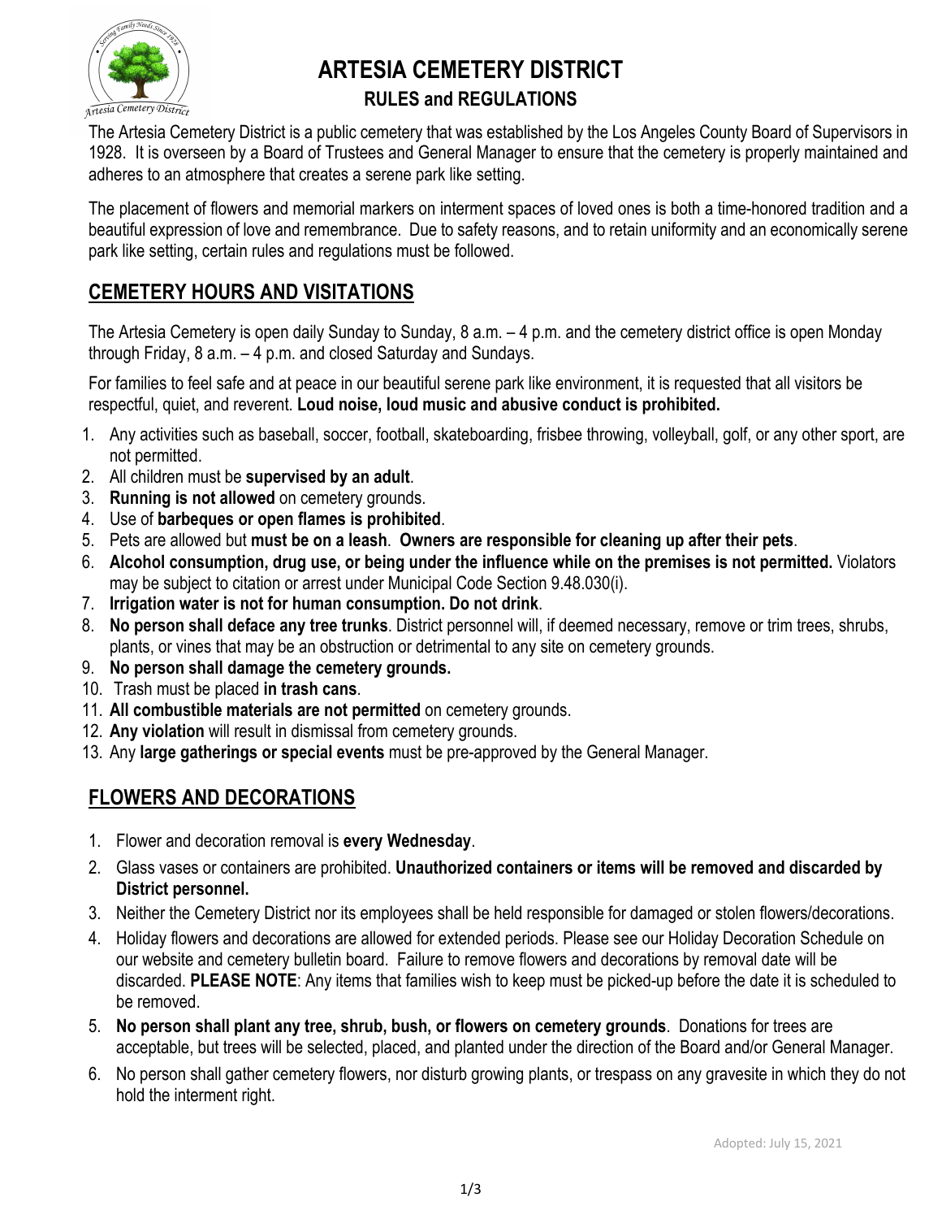# ARTESIA CEMETERY DISTRICT

## RULES and REGULATIONS

The Artesia Cemetery District is a public cemetery that was established by the Los Angeles County Board of Supervisors in 1928. It is overseen by a Board of Trustees and General Manager to ensure that the cemetery is properly maintained and adheres to an atmosphere that creates a serene park like setting.

The placement of flowers and memorial markers on interment spaces of loved ones is both a time-honored tradition and a beautiful expression of love and remembrance. Due to safety reasons, and to retain uniformity and an economically serene park like setting, certain rules and regulations must be followed.

## CEMETERY HOURS AND VISITATIONS

The Artesia Cemetery is open daily Sunday to Sunday, 8 a.m. – 4 p.m. and the cemetery district office is open Monday through Friday, 8 a.m. – 4 p.m. and closed Saturday and Sundays.

For families to feel safe and at peace in our beautiful serene park like environment, it is requested that all visitors be respectful, quiet, and reverent. **Loud noise, loud music and abusive conduct is prohibited.**

1. Any activities such as baseball, soccer, football, skateboarding, frisbee throwing, volleyball, golf, or any other sport, are not permitted.
2. All children must be **supervised by an adult**.
3. **Running is not allowed** on cemetery grounds.
4. Use of **barbeques or open flames is prohibited**.
5. Pets are allowed but **must be on a leash**. **Owners are responsible for cleaning up after their pets**.
6. **Alcohol consumption, drug use, or being under the influence while on the premises is not permitted.** Violators may be subject to citation or arrest under Municipal Code Section 9.48.030(i).
7. **Irrigation water is not for human consumption. Do not drink**.
8. **No person shall deface any tree trunks**. District personnel will, if deemed necessary, remove or trim trees, shrubs, plants, or vines that may be an obstruction or detrimental to any site on cemetery grounds.
9. **No person shall damage the cemetery grounds.**
10. Trash must be placed **in trash cans**.
11. **All combustible materials are not permitted** on cemetery grounds.
12. **Any violation** will result in dismissal from cemetery grounds.
13. Any **large gatherings or special events** must be pre-approved by the General Manager.

## FLOWERS AND DECORATIONS

1. Flower and decoration removal is **every Wednesday**.
2. Glass vases or containers are prohibited. **Unauthorized containers or items will be removed and discarded by District personnel.**
3. Neither the Cemetery District nor its employees shall be held responsible for damaged or stolen flowers/decorations.
4. Holiday flowers and decorations are allowed for extended periods. Please see our Holiday Decoration Schedule on our website and cemetery bulletin board. Failure to remove flowers and decorations by removal date will be discarded. **PLEASE NOTE**: Any items that families wish to keep must be picked-up before the date it is scheduled to be removed.
5. **No person shall plant any tree, shrub, bush, or flowers on cemetery grounds**. Donations for trees are acceptable, but trees will be selected, placed, and planted under the direction of the Board and/or General Manager.
6. No person shall gather cemetery flowers, nor disturb growing plants, or trespass on any gravesite in which they do not hold the interment right.

Adopted: July 15, 2021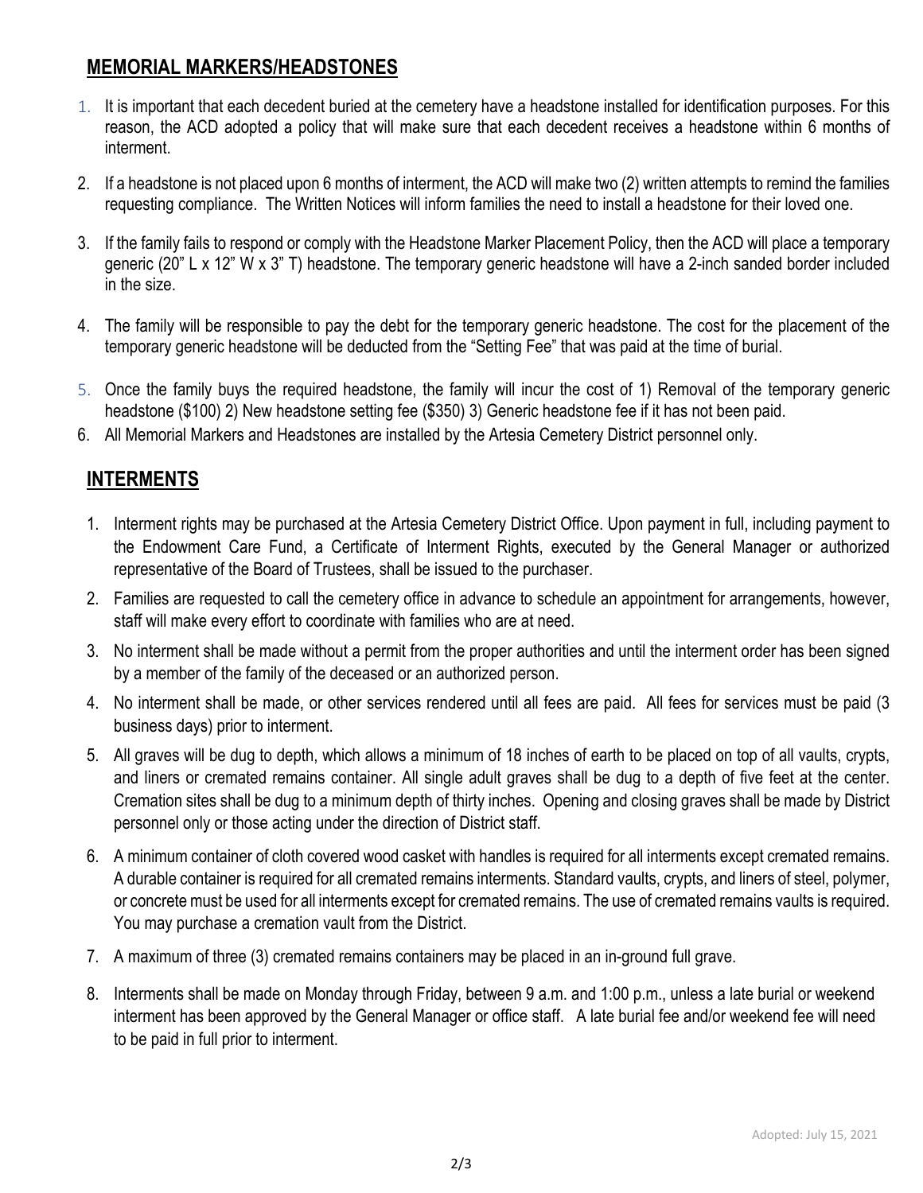## MEMORIAL MARKERS/HEADSTONES

1. It is important that each decedent buried at the cemetery have a headstone installed for identification purposes. For this reason, the ACD adopted a policy that will make sure that each decedent receives a headstone within 6 months of interment.
2. If a headstone is not placed upon 6 months of interment, the ACD will make two (2) written attempts to remind the families requesting compliance. The Written Notices will inform families the need to install a headstone for their loved one.
3. If the family fails to respond or comply with the Headstone Marker Placement Policy, then the ACD will place a temporary generic (20" L x 12" W x 3" T) headstone. The temporary generic headstone will have a 2-inch sanded border included in the size.
4. The family will be responsible to pay the debt for the temporary generic headstone. The cost for the placement of the temporary generic headstone will be deducted from the "Setting Fee" that was paid at the time of burial.
5. Once the family buys the required headstone, the family will incur the cost of 1) Removal of the temporary generic headstone ($100) 2) New headstone setting fee ($350) 3) Generic headstone fee if it has not been paid.
6. All Memorial Markers and Headstones are installed by the Artesia Cemetery District personnel only.

## INTERMENTS

1. Interment rights may be purchased at the Artesia Cemetery District Office. Upon payment in full, including payment to the Endowment Care Fund, a Certificate of Interment Rights, executed by the General Manager or authorized representative of the Board of Trustees, shall be issued to the purchaser.
2. Families are requested to call the cemetery office in advance to schedule an appointment for arrangements, however, staff will make every effort to coordinate with families who are at need.
3. No interment shall be made without a permit from the proper authorities and until the interment order has been signed by a member of the family of the deceased or an authorized person.
4. No interment shall be made, or other services rendered until all fees are paid. All fees for services must be paid (3 business days) prior to interment.
5. All graves will be dug to depth, which allows a minimum of 18 inches of earth to be placed on top of all vaults, crypts, and liners or cremated remains container. All single adult graves shall be dug to a depth of five feet at the center. Cremation sites shall be dug to a minimum depth of thirty inches. Opening and closing graves shall be made by District personnel only or those acting under the direction of District staff.
6. A minimum container of cloth covered wood casket with handles is required for all interments except cremated remains. A durable container is required for all cremated remains interments. Standard vaults, crypts, and liners of steel, polymer, or concrete must be used for all interments except for cremated remains. The use of cremated remains vaults is required. You may purchase a cremation vault from the District.
7. A maximum of three (3) cremated remains containers may be placed in an in-ground full grave.
8. Interments shall be made on Monday through Friday, between 9 a.m. and 1:00 p.m., unless a late burial or weekend interment has been approved by the General Manager or office staff. A late burial fee and/or weekend fee will need to be paid in full prior to interment.

Adopted: July 15, 2021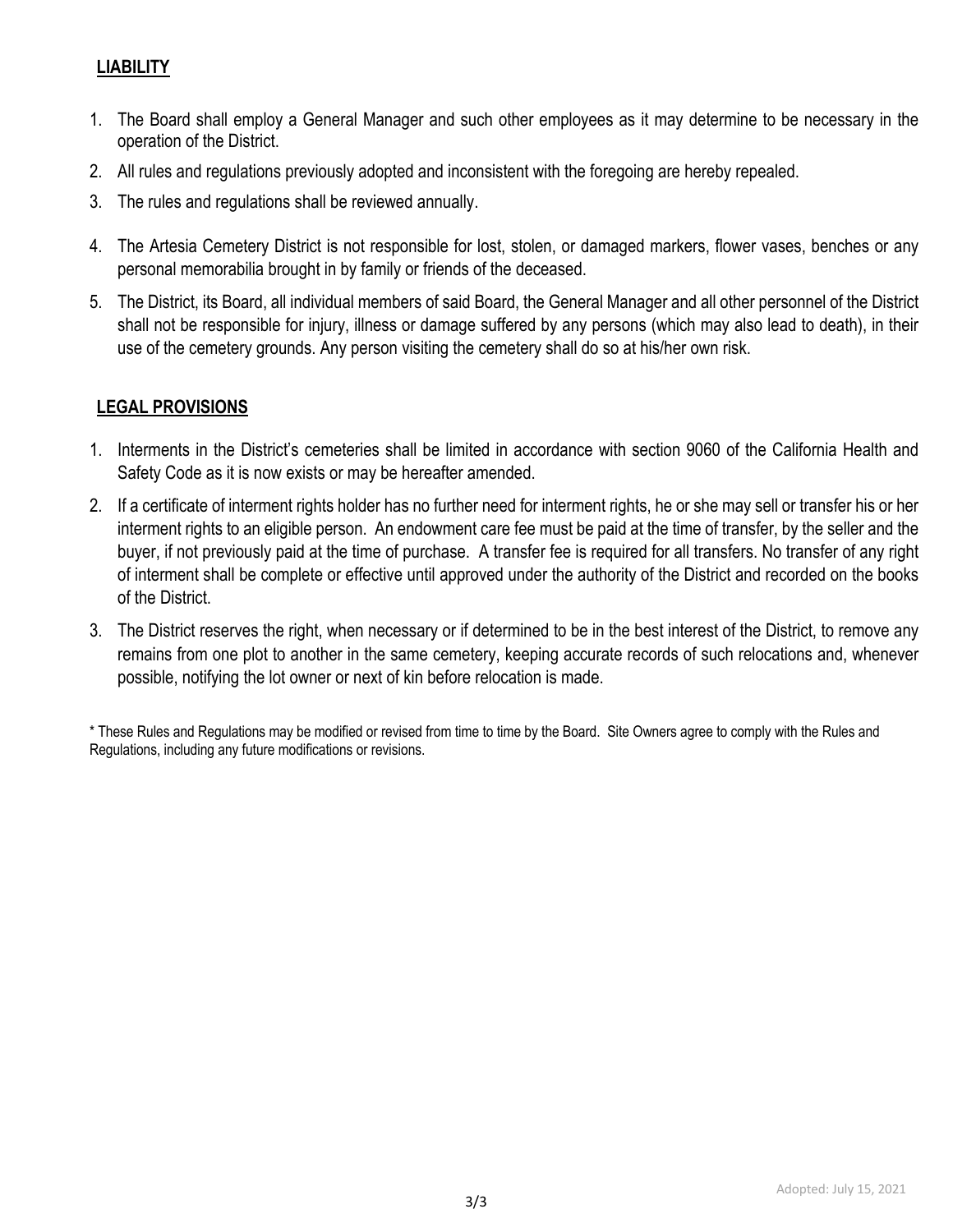## LIABILITY

1. The Board shall employ a General Manager and such other employees as it may determine to be necessary in the operation of the District.
2. All rules and regulations previously adopted and inconsistent with the foregoing are hereby repealed.
3. The rules and regulations shall be reviewed annually.
4. The Artesia Cemetery District is not responsible for lost, stolen, or damaged markers, flower vases, benches or any personal memorabilia brought in by family or friends of the deceased.
5. The District, its Board, all individual members of said Board, the General Manager and all other personnel of the District shall not be responsible for injury, illness or damage suffered by any persons (which may also lead to death), in their use of the cemetery grounds. Any person visiting the cemetery shall do so at his/her own risk.

## LEGAL PROVISIONS

1. Interments in the District's cemeteries shall be limited in accordance with section 9060 of the California Health and Safety Code as it is now exists or may be hereafter amended.
2. If a certificate of interment rights holder has no further need for interment rights, he or she may sell or transfer his or her interment rights to an eligible person. An endowment care fee must be paid at the time of transfer, by the seller and the buyer, if not previously paid at the time of purchase. A transfer fee is required for all transfers. No transfer of any right of interment shall be complete or effective until approved under the authority of the District and recorded on the books of the District.
3. The District reserves the right, when necessary or if determined to be in the best interest of the District, to remove any remains from one plot to another in the same cemetery, keeping accurate records of such relocations and, whenever possible, notifying the lot owner or next of kin before relocation is made.

* These Rules and Regulations may be modified or revised from time to time by the Board. Site Owners agree to comply with the Rules and Regulations, including any future modifications or revisions.

Adopted: July 15, 2021